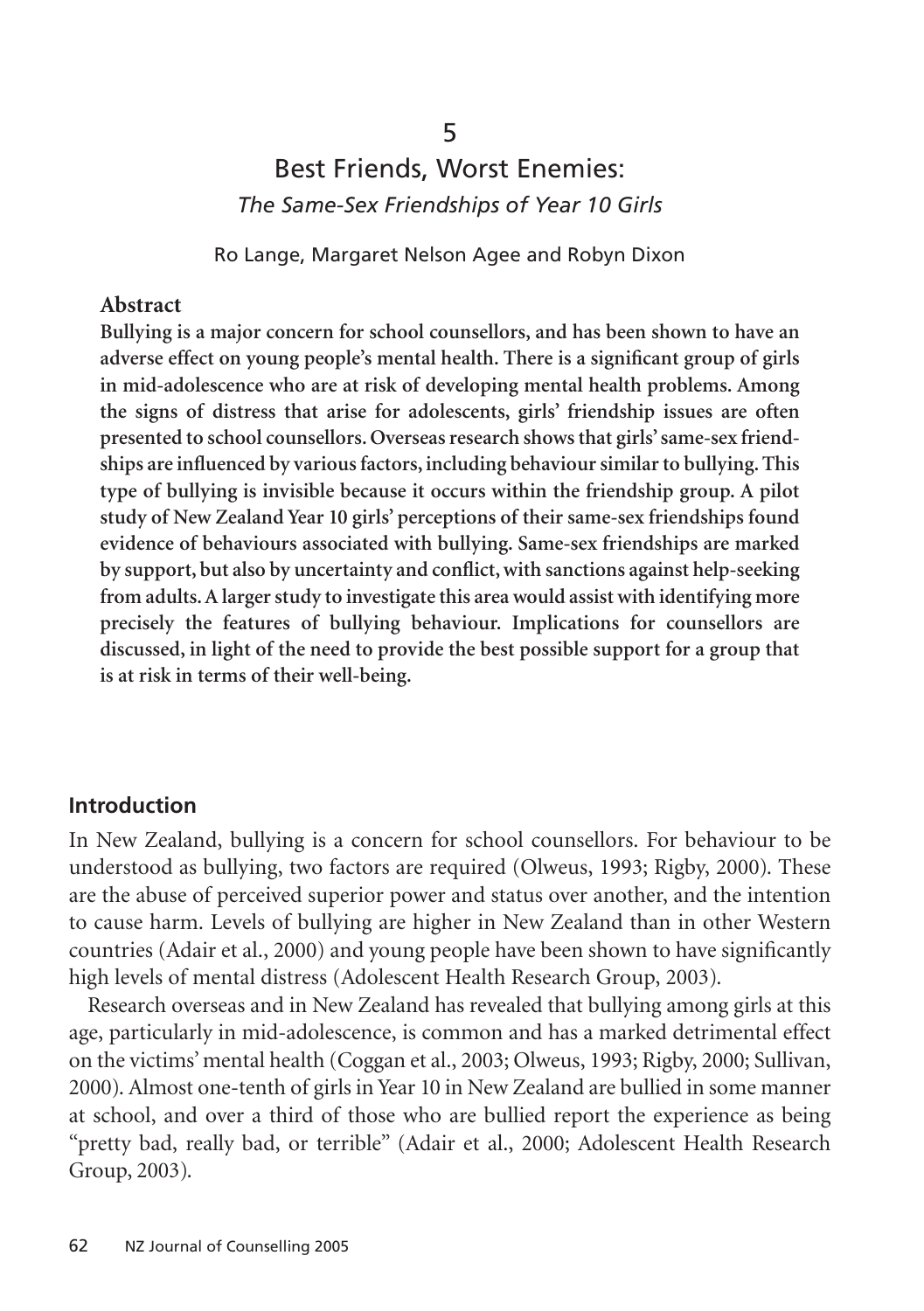# 5

# Best Friends, Worst Enemies:

## *The Same-Sex Friendships of Year 10 Girls*

Ro Lange, Margaret Nelson Agee and Robyn Dixon

### Abstract

**Bullying is a major concern for school counsellors, and has been shown to have an adverse effect on young people's mental health. There is a significant group of girls in mid-adolescence who are at risk of developing mental health problems. Among the signs of distress that arise for adolescents, girls' friendship issues are often presented to school counsellors. Overseas research shows that girls' same-sex friendships are influenced by various factors, including behaviour similar to bullying. This type of bullying is invisible because it occurs within the friendship group. A pilot study of New Zealand Year 10 girls' perceptions of their same-sex friendships found evidence of behaviours associated with bullying. Same-sex friendships are marked by support, but also by uncertainty and conflict, with sanctions against help-seeking from adults. A larger study to investigate this area would assist with identifying more precisely the features of bullying behaviour. Implications for counsellors are discussed, in light of the need to provide the best possible support for a group that is at risk in terms of their well-being.**

## Introduction

In New Zealand, bullying is a concern for school counsellors. For behaviour to be understood as bullying, two factors are required (Olweus, 1993; Rigby, 2000). These are the abuse of perceived superior power and status over another, and the intention to cause harm. Levels of bullying are higher in New Zealand than in other Western countries (Adair et al., 2000) and young people have been shown to have significantly high levels of mental distress (Adolescent Health Research Group, 2003).

Research overseas and in New Zealand has revealed that bullying among girls at this age, particularly in mid-adolescence, is common and has a marked detrimental effect on the victims' mental health (Coggan et al., 2003; Olweus, 1993; Rigby, 2000; Sullivan, 2000). Almost one-tenth of girls in Year 10 in New Zealand are bullied in some manner at school, and over a third of those who are bullied report the experience as being "pretty bad, really bad, or terrible" (Adair et al., 2000; Adolescent Health Research Group, 2003).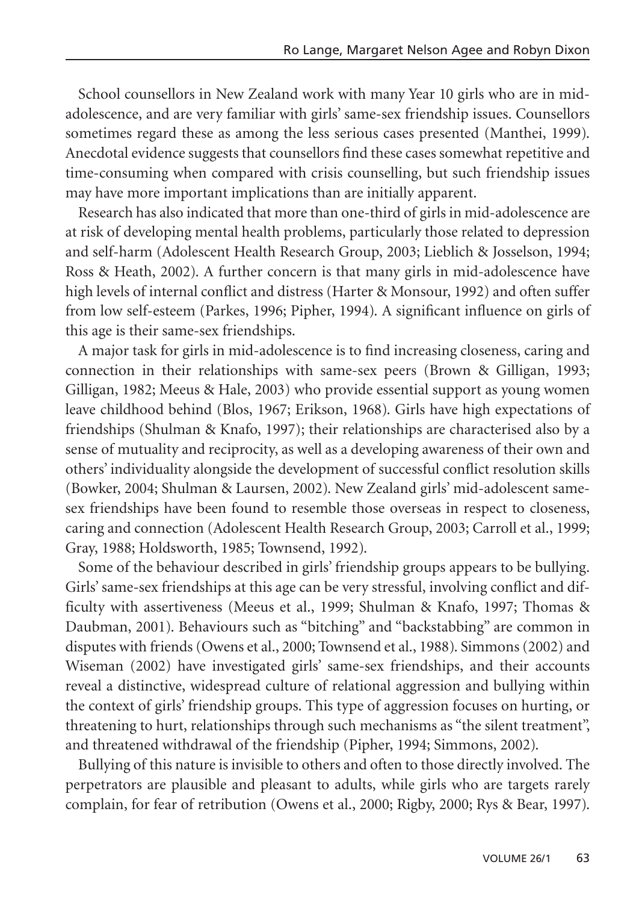School counsellors in New Zealand work with many Year 10 girls who are in mid-adolescence, and are very familiar with girls' same-sex friendship issues. Counsellors sometimes regard these as among the less serious cases presented (Manthei, 1999). Anecdotal evidence suggests that counsellors find these cases somewhat repetitive and time-consuming when compared with crisis counselling, but such friendship issues may have more important implications than are initially apparent.

Research has also indicated that more than one-third of girls in mid-adolescence are at risk of developing mental health problems, particularly those related to depression and self-harm (Adolescent Health Research Group, 2003; Lieblich & Josselson, 1994; Ross & Heath, 2002). A further concern is that many girls in mid-adolescence have high levels of internal conflict and distress (Harter & Monsour, 1992) and often suffer from low self-esteem (Parkes, 1996; Pipher, 1994). A significant influence on girls of this age is their same-sex friendships.

A major task for girls in mid-adolescence is to find increasing closeness, caring and connection in their relationships with same-sex peers (Brown & Gilligan, 1993; Gilligan, 1982; Meeus & Hale, 2003) who provide essential support as young women leave childhood behind (Blos, 1967; Erikson, 1968). Girls have high expectations of friendships (Shulman & Knafo, 1997); their relationships are characterised also by a sense of mutuality and reciprocity, as well as a developing awareness of their own and others' individuality alongside the development of successful conflict resolution skills (Bowker, 2004; Shulman & Laursen, 2002). New Zealand girls' mid-adolescent same-sex friendships have been found to resemble those overseas in respect to closeness, caring and connection (Adolescent Health Research Group, 2003; Carroll et al., 1999; Gray, 1988; Holdsworth, 1985; Townsend, 1992).

Some of the behaviour described in girls' friendship groups appears to be bullying. Girls' same-sex friendships at this age can be very stressful, involving conflict and difficulty with assertiveness (Meeus et al., 1999; Shulman & Knafo, 1997; Thomas & Daubman, 2001). Behaviours such as "bitching" and "backstabbing" are common in disputes with friends (Owens et al., 2000; Townsend et al., 1988). Simmons (2002) and Wiseman (2002) have investigated girls' same-sex friendships, and their accounts reveal a distinctive, widespread culture of relational aggression and bullying within the context of girls' friendship groups. This type of aggression focuses on hurting, or threatening to hurt, relationships through such mechanisms as "the silent treatment", and threatened withdrawal of the friendship (Pipher, 1994; Simmons, 2002).

Bullying of this nature is invisible to others and often to those directly involved. The perpetrators are plausible and pleasant to adults, while girls who are targets rarely complain, for fear of retribution (Owens et al., 2000; Rigby, 2000; Rys & Bear, 1997).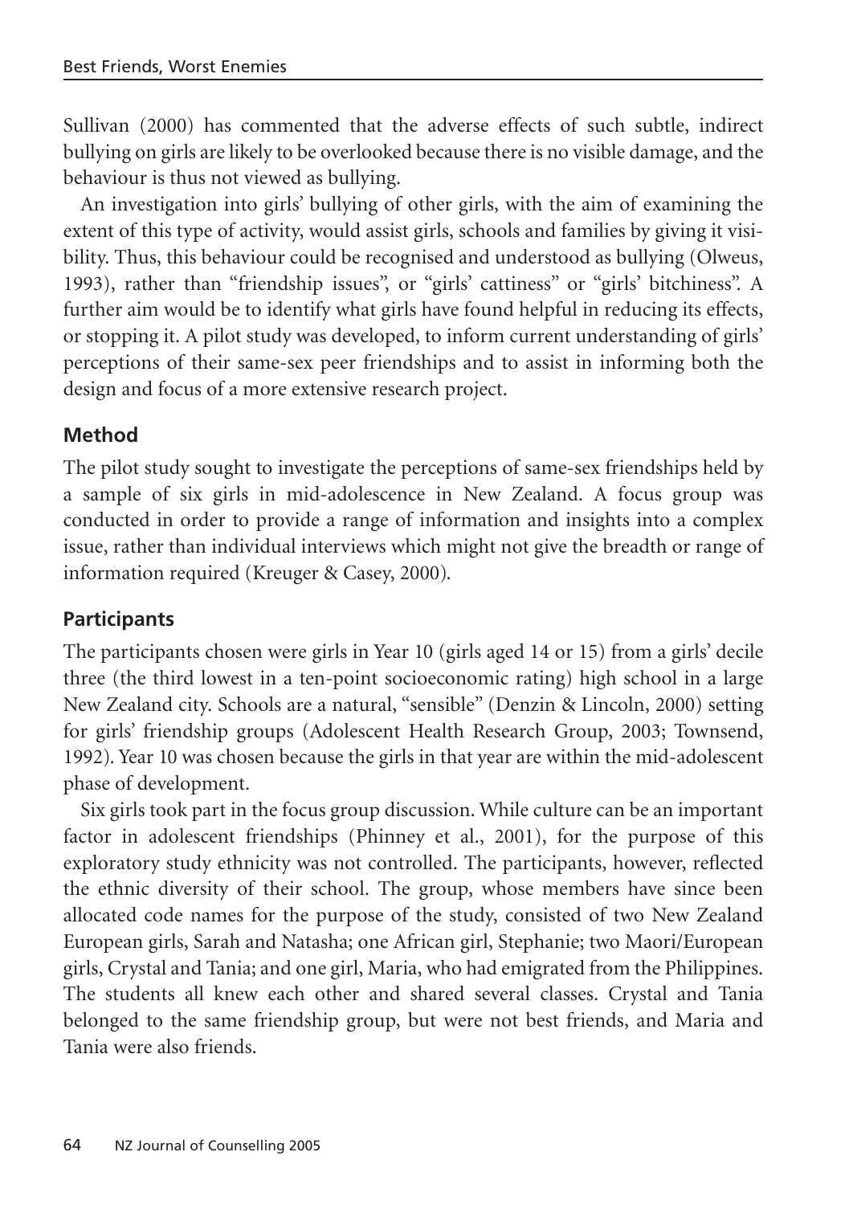Sullivan (2000) has commented that the adverse effects of such subtle, indirect bullying on girls are likely to be overlooked because there is no visible damage, and the behaviour is thus not viewed as bullying.

An investigation into girls' bullying of other girls, with the aim of examining the extent of this type of activity, would assist girls, schools and families by giving it visibility. Thus, this behaviour could be recognised and understood as bullying (Olweus, 1993), rather than "friendship issues", or "girls' cattiness" or "girls' bitchiness". A further aim would be to identify what girls have found helpful in reducing its effects, or stopping it. A pilot study was developed, to inform current understanding of girls' perceptions of their same-sex peer friendships and to assist in informing both the design and focus of a more extensive research project.

## Method

The pilot study sought to investigate the perceptions of same-sex friendships held by a sample of six girls in mid-adolescence in New Zealand. A focus group was conducted in order to provide a range of information and insights into a complex issue, rather than individual interviews which might not give the breadth or range of information required (Kreuger & Casey, 2000).

## Participants

The participants chosen were girls in Year 10 (girls aged 14 or 15) from a girls' decile three (the third lowest in a ten-point socioeconomic rating) high school in a large New Zealand city. Schools are a natural, "sensible" (Denzin & Lincoln, 2000) setting for girls' friendship groups (Adolescent Health Research Group, 2003; Townsend, 1992). Year 10 was chosen because the girls in that year are within the mid-adolescent phase of development.

Six girls took part in the focus group discussion. While culture can be an important factor in adolescent friendships (Phinney et al., 2001), for the purpose of this exploratory study ethnicity was not controlled. The participants, however, reflected the ethnic diversity of their school. The group, whose members have since been allocated code names for the purpose of the study, consisted of two New Zealand European girls, Sarah and Natasha; one African girl, Stephanie; two Maori/European girls, Crystal and Tania; and one girl, Maria, who had emigrated from the Philippines. The students all knew each other and shared several classes. Crystal and Tania belonged to the same friendship group, but were not best friends, and Maria and Tania were also friends.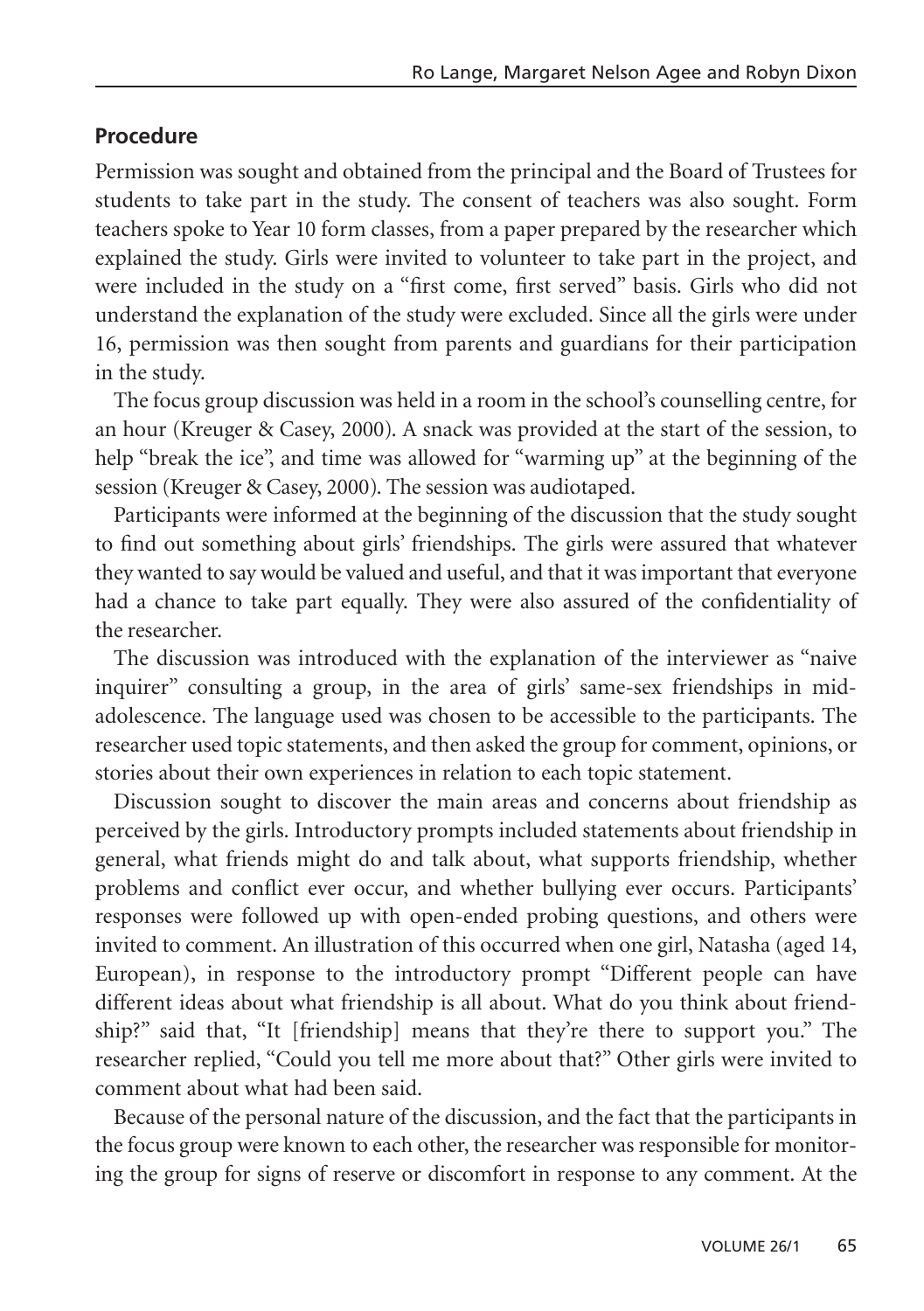## Procedure

Permission was sought and obtained from the principal and the Board of Trustees for students to take part in the study. The consent of teachers was also sought. Form teachers spoke to Year 10 form classes, from a paper prepared by the researcher which explained the study. Girls were invited to volunteer to take part in the project, and were included in the study on a "first come, first served" basis. Girls who did not understand the explanation of the study were excluded. Since all the girls were under 16, permission was then sought from parents and guardians for their participation in the study.

The focus group discussion was held in a room in the school's counselling centre, for an hour (Kreuger & Casey, 2000). A snack was provided at the start of the session, to help "break the ice", and time was allowed for "warming up" at the beginning of the session (Kreuger & Casey, 2000). The session was audiotaped.

Participants were informed at the beginning of the discussion that the study sought to find out something about girls' friendships. The girls were assured that whatever they wanted to say would be valued and useful, and that it was important that everyone had a chance to take part equally. They were also assured of the confidentiality of the researcher.

The discussion was introduced with the explanation of the interviewer as "naive inquirer" consulting a group, in the area of girls' same-sex friendships in mid-adolescence. The language used was chosen to be accessible to the participants. The researcher used topic statements, and then asked the group for comment, opinions, or stories about their own experiences in relation to each topic statement.

Discussion sought to discover the main areas and concerns about friendship as perceived by the girls. Introductory prompts included statements about friendship in general, what friends might do and talk about, what supports friendship, whether problems and conflict ever occur, and whether bullying ever occurs. Participants' responses were followed up with open-ended probing questions, and others were invited to comment. An illustration of this occurred when one girl, Natasha (aged 14, European), in response to the introductory prompt "Different people can have different ideas about what friendship is all about. What do you think about friendship?" said that, "It [friendship] means that they're there to support you." The researcher replied, "Could you tell me more about that?" Other girls were invited to comment about what had been said.

Because of the personal nature of the discussion, and the fact that the participants in the focus group were known to each other, the researcher was responsible for monitoring the group for signs of reserve or discomfort in response to any comment. At the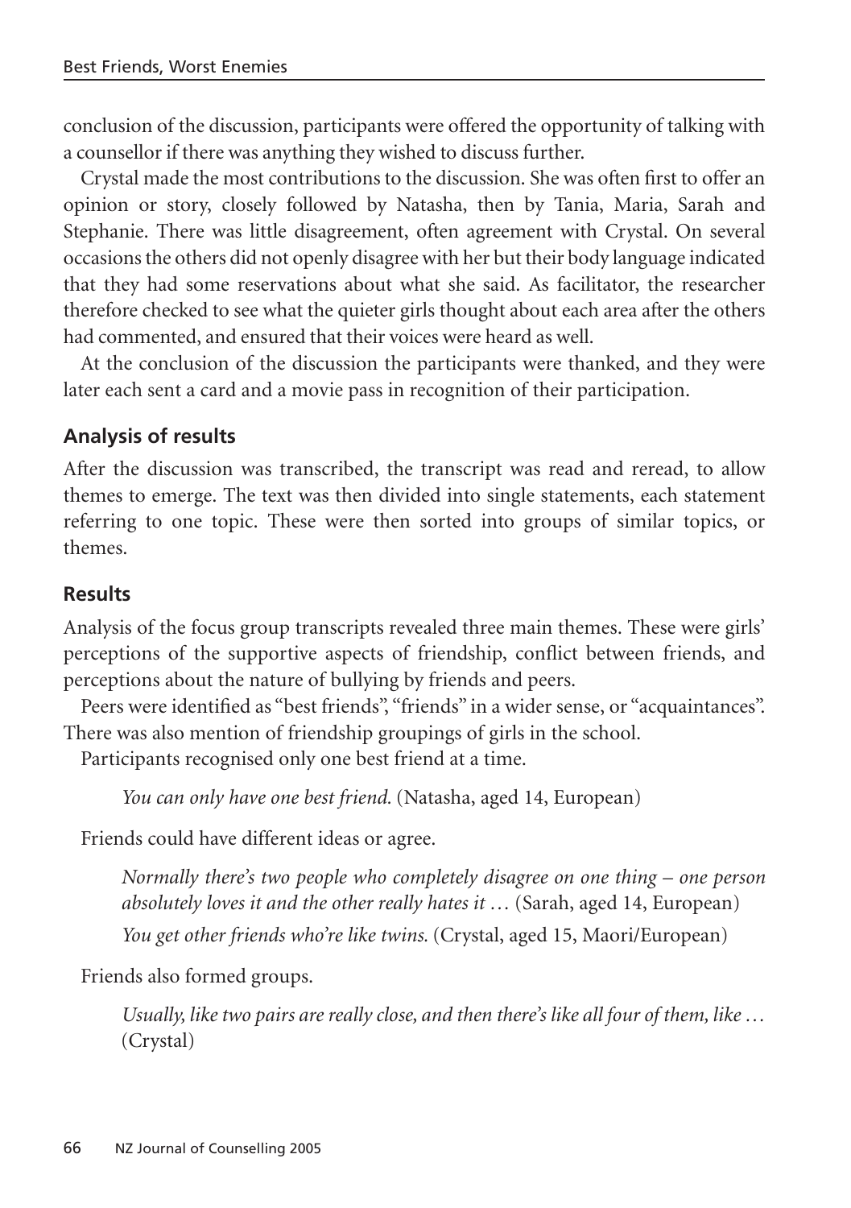conclusion of the discussion, participants were offered the opportunity of talking with a counsellor if there was anything they wished to discuss further.

Crystal made the most contributions to the discussion. She was often first to offer an opinion or story, closely followed by Natasha, then by Tania, Maria, Sarah and Stephanie. There was little disagreement, often agreement with Crystal. On several occasions the others did not openly disagree with her but their body language indicated that they had some reservations about what she said. As facilitator, the researcher therefore checked to see what the quieter girls thought about each area after the others had commented, and ensured that their voices were heard as well.

At the conclusion of the discussion the participants were thanked, and they were later each sent a card and a movie pass in recognition of their participation.

### Analysis of results

After the discussion was transcribed, the transcript was read and reread, to allow themes to emerge. The text was then divided into single statements, each statement referring to one topic. These were then sorted into groups of similar topics, or themes.

### Results

Analysis of the focus group transcripts revealed three main themes. These were girls' perceptions of the supportive aspects of friendship, conflict between friends, and perceptions about the nature of bullying by friends and peers.

Peers were identified as "best friends", "friends" in a wider sense, or "acquaintances". There was also mention of friendship groupings of girls in the school.

Participants recognised only one best friend at a time.

> *You can only have one best friend.* (Natasha, aged 14, European)

Friends could have different ideas or agree.

> *Normally there's two people who completely disagree on one thing – one person absolutely loves it and the other really hates it …* (Sarah, aged 14, European)
>
> *You get other friends who're like twins.* (Crystal, aged 15, Maori/European)

Friends also formed groups.

> *Usually, like two pairs are really close, and then there's like all four of them, like …* (Crystal)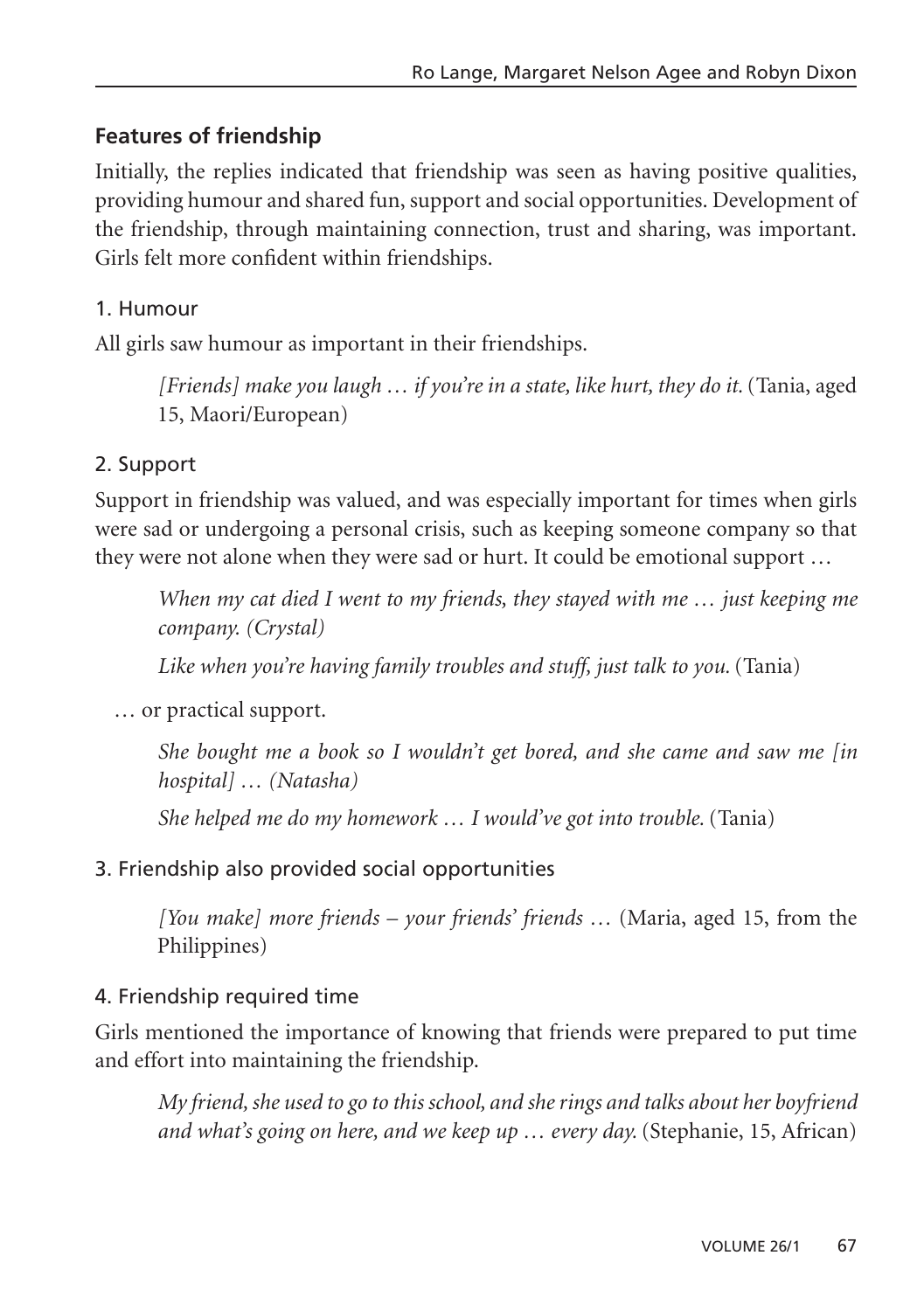## Features of friendship

Initially, the replies indicated that friendship was seen as having positive qualities, providing humour and shared fun, support and social opportunities. Development of the friendship, through maintaining connection, trust and sharing, was important. Girls felt more confident within friendships.

### 1. Humour

All girls saw humour as important in their friendships.

> *[Friends] make you laugh … if you're in a state, like hurt, they do it.* (Tania, aged 15, Maori/European)

### 2. Support

Support in friendship was valued, and was especially important for times when girls were sad or undergoing a personal crisis, such as keeping someone company so that they were not alone when they were sad or hurt. It could be emotional support …

> *When my cat died I went to my friends, they stayed with me … just keeping me company. (Crystal)*
>
> *Like when you're having family troubles and stuff, just talk to you.* (Tania)

… or practical support.

> *She bought me a book so I wouldn't get bored, and she came and saw me [in hospital] … (Natasha)*
>
> *She helped me do my homework … I would've got into trouble.* (Tania)

### 3. Friendship also provided social opportunities

> *[You make] more friends – your friends' friends …* (Maria, aged 15, from the Philippines)

### 4. Friendship required time

Girls mentioned the importance of knowing that friends were prepared to put time and effort into maintaining the friendship.

> *My friend, she used to go to this school, and she rings and talks about her boyfriend and what's going on here, and we keep up … every day.* (Stephanie, 15, African)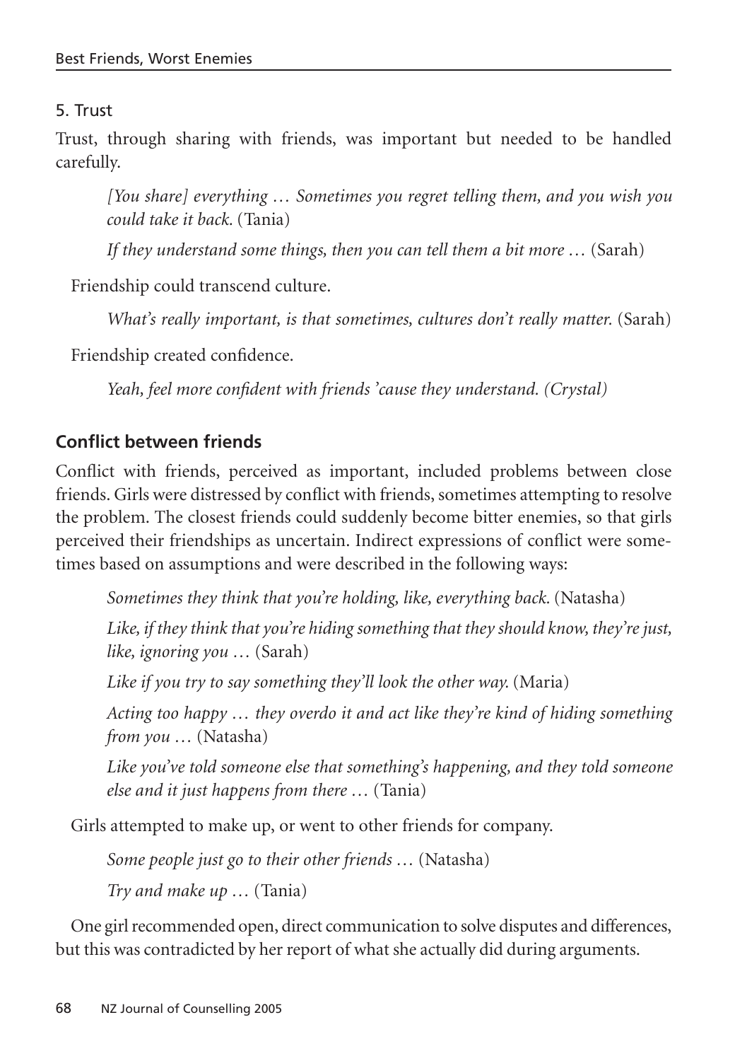5. Trust

Trust, through sharing with friends, was important but needed to be handled carefully.

> *[You share] everything … Sometimes you regret telling them, and you wish you could take it back.* (Tania)
>
> *If they understand some things, then you can tell them a bit more …* (Sarah)

Friendship could transcend culture.

> *What's really important, is that sometimes, cultures don't really matter.* (Sarah)

Friendship created confidence.

> *Yeah, feel more confident with friends 'cause they understand. (Crystal)*

## Conflict between friends

Conflict with friends, perceived as important, included problems between close friends. Girls were distressed by conflict with friends, sometimes attempting to resolve the problem. The closest friends could suddenly become bitter enemies, so that girls perceived their friendships as uncertain. Indirect expressions of conflict were sometimes based on assumptions and were described in the following ways:

> *Sometimes they think that you're holding, like, everything back.* (Natasha)
>
> *Like, if they think that you're hiding something that they should know, they're just, like, ignoring you …* (Sarah)
>
> *Like if you try to say something they'll look the other way.* (Maria)
>
> *Acting too happy … they overdo it and act like they're kind of hiding something from you …* (Natasha)
>
> *Like you've told someone else that something's happening, and they told someone else and it just happens from there …* (Tania)

Girls attempted to make up, or went to other friends for company.

> *Some people just go to their other friends …* (Natasha)
>
> *Try and make up …* (Tania)

One girl recommended open, direct communication to solve disputes and differences, but this was contradicted by her report of what she actually did during arguments.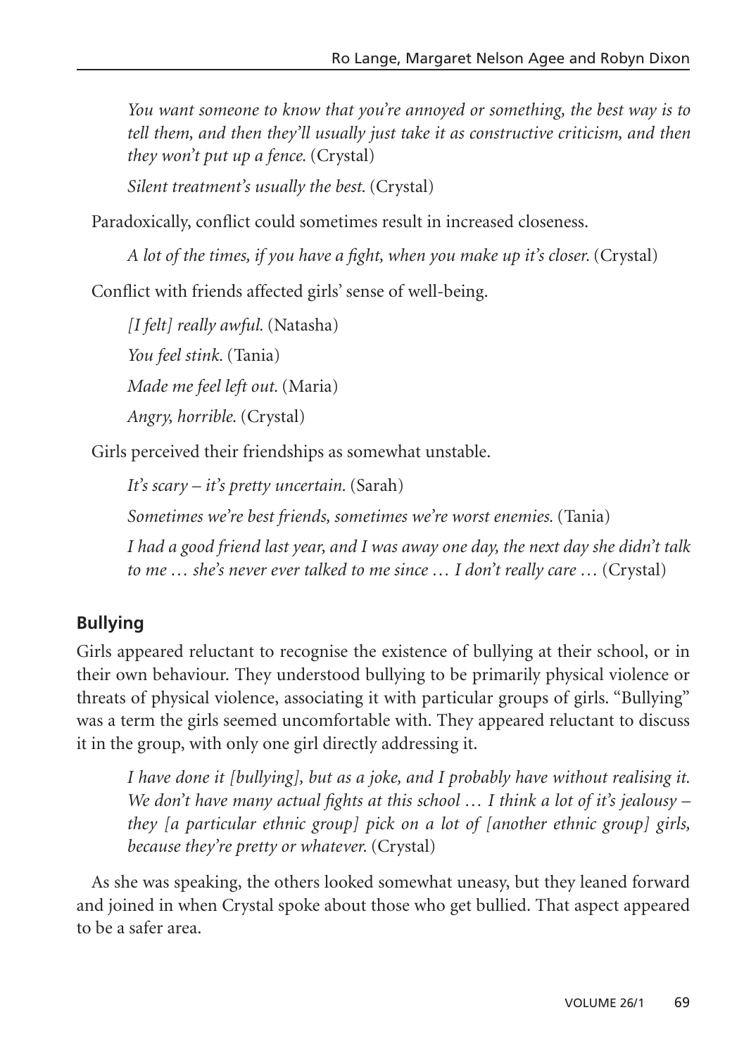*You want someone to know that you're annoyed or something, the best way is to tell them, and then they'll usually just take it as constructive criticism, and then they won't put up a fence.* (Crystal)

*Silent treatment's usually the best.* (Crystal)

Paradoxically, conflict could sometimes result in increased closeness.

*A lot of the times, if you have a fight, when you make up it's closer.* (Crystal)

Conflict with friends affected girls' sense of well-being.

*[I felt] really awful.* (Natasha)

*You feel stink.* (Tania)

*Made me feel left out.* (Maria)

*Angry, horrible.* (Crystal)

Girls perceived their friendships as somewhat unstable.

*It's scary – it's pretty uncertain.* (Sarah)

*Sometimes we're best friends, sometimes we're worst enemies.* (Tania)

*I had a good friend last year, and I was away one day, the next day she didn't talk to me … she's never ever talked to me since … I don't really care …* (Crystal)

### Bullying

Girls appeared reluctant to recognise the existence of bullying at their school, or in their own behaviour. They understood bullying to be primarily physical violence or threats of physical violence, associating it with particular groups of girls. "Bullying" was a term the girls seemed uncomfortable with. They appeared reluctant to discuss it in the group, with only one girl directly addressing it.

*I have done it [bullying], but as a joke, and I probably have without realising it. We don't have many actual fights at this school … I think a lot of it's jealousy – they [a particular ethnic group] pick on a lot of [another ethnic group] girls, because they're pretty or whatever.* (Crystal)

As she was speaking, the others looked somewhat uneasy, but they leaned forward and joined in when Crystal spoke about those who get bullied. That aspect appeared to be a safer area.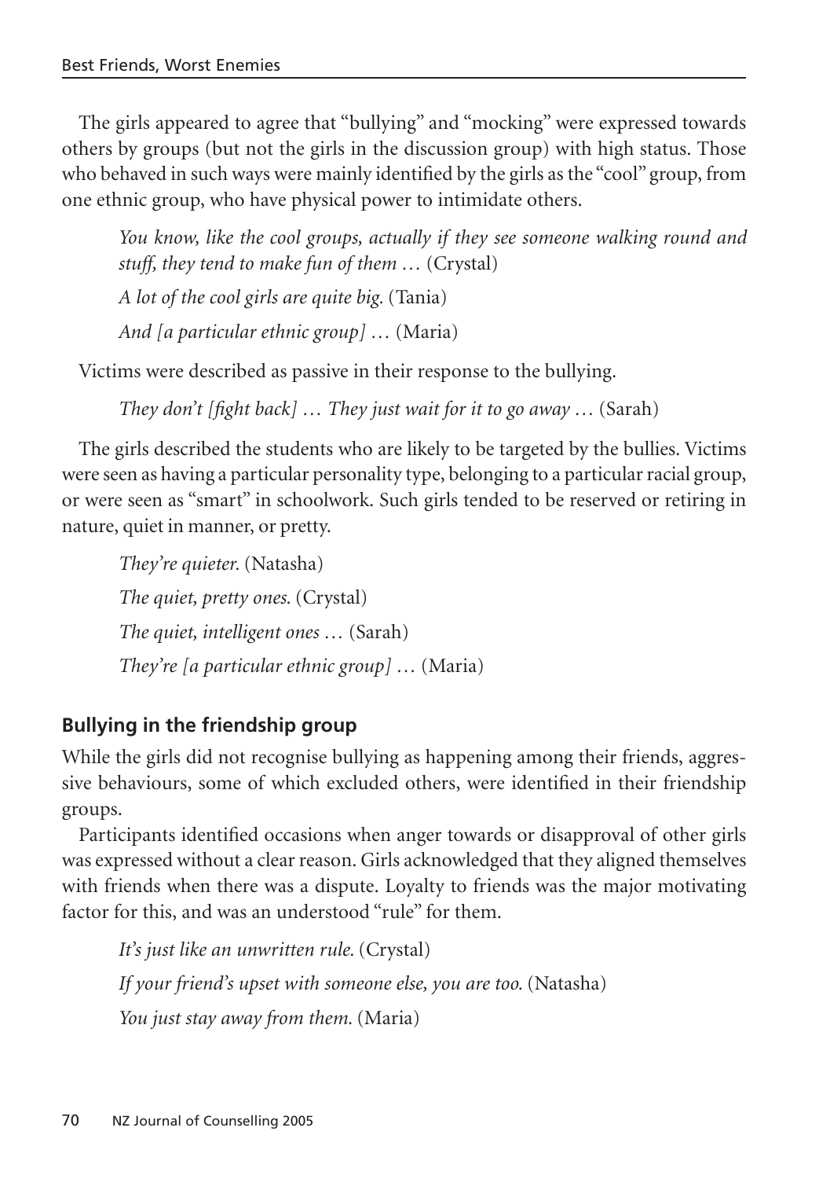The girls appeared to agree that "bullying" and "mocking" were expressed towards others by groups (but not the girls in the discussion group) with high status. Those who behaved in such ways were mainly identified by the girls as the "cool" group, from one ethnic group, who have physical power to intimidate others.

> *You know, like the cool groups, actually if they see someone walking round and stuff, they tend to make fun of them …* (Crystal)
>
> *A lot of the cool girls are quite big.* (Tania)
>
> *And [a particular ethnic group] …* (Maria)

Victims were described as passive in their response to the bullying.

> *They don't [fight back] … They just wait for it to go away …* (Sarah)

The girls described the students who are likely to be targeted by the bullies. Victims were seen as having a particular personality type, belonging to a particular racial group, or were seen as "smart" in schoolwork. Such girls tended to be reserved or retiring in nature, quiet in manner, or pretty.

> *They're quieter.* (Natasha)
>
> *The quiet, pretty ones.* (Crystal)
>
> *The quiet, intelligent ones …* (Sarah)
>
> *They're [a particular ethnic group] …* (Maria)

### Bullying in the friendship group

While the girls did not recognise bullying as happening among their friends, aggressive behaviours, some of which excluded others, were identified in their friendship groups.

Participants identified occasions when anger towards or disapproval of other girls was expressed without a clear reason. Girls acknowledged that they aligned themselves with friends when there was a dispute. Loyalty to friends was the major motivating factor for this, and was an understood "rule" for them.

> *It's just like an unwritten rule.* (Crystal)
>
> *If your friend's upset with someone else, you are too.* (Natasha)
>
> *You just stay away from them.* (Maria)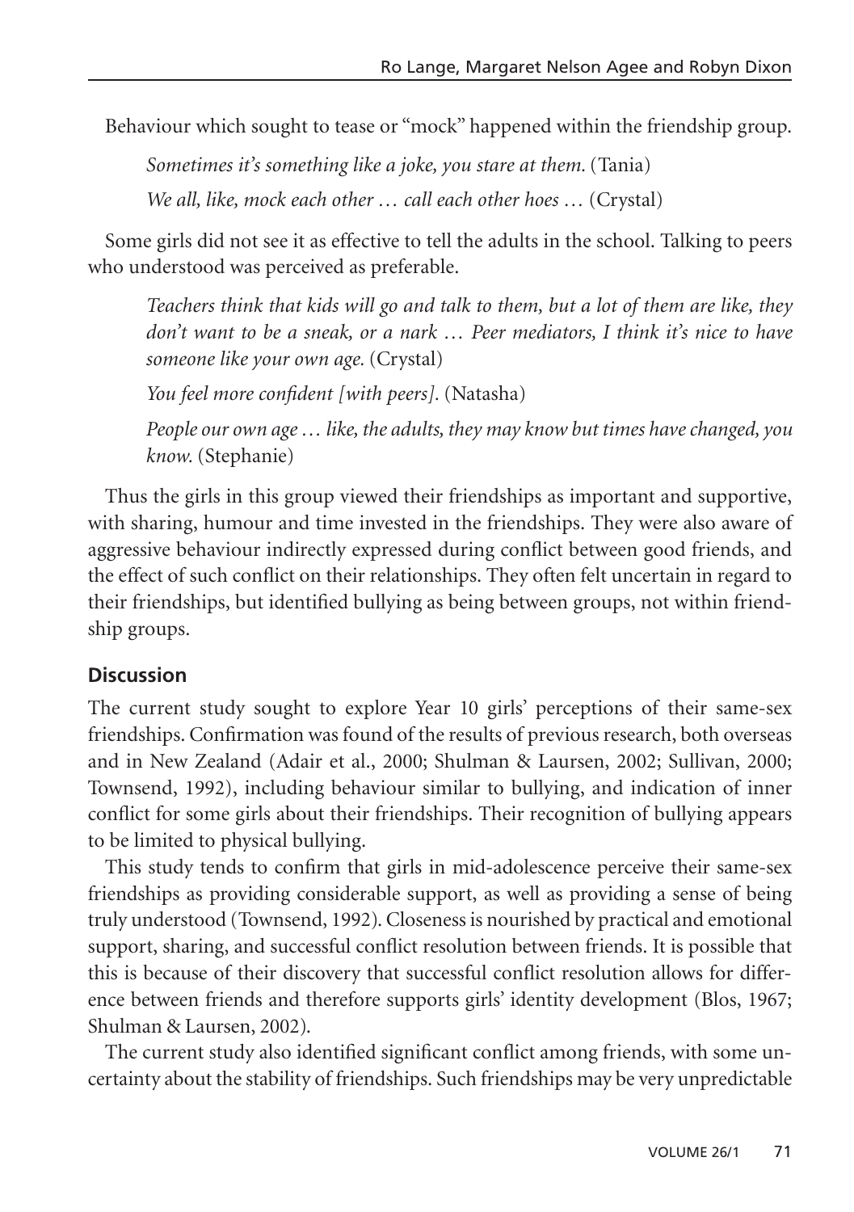Behaviour which sought to tease or "mock" happened within the friendship group.

> *Sometimes it's something like a joke, you stare at them.* (Tania)
>
> *We all, like, mock each other … call each other hoes …* (Crystal)

Some girls did not see it as effective to tell the adults in the school. Talking to peers who understood was perceived as preferable.

> *Teachers think that kids will go and talk to them, but a lot of them are like, they don't want to be a sneak, or a nark … Peer mediators, I think it's nice to have someone like your own age.* (Crystal)
>
> *You feel more confident [with peers].* (Natasha)
>
> *People our own age … like, the adults, they may know but times have changed, you know.* (Stephanie)

Thus the girls in this group viewed their friendships as important and supportive, with sharing, humour and time invested in the friendships. They were also aware of aggressive behaviour indirectly expressed during conflict between good friends, and the effect of such conflict on their relationships. They often felt uncertain in regard to their friendships, but identified bullying as being between groups, not within friendship groups.

## Discussion

The current study sought to explore Year 10 girls' perceptions of their same-sex friendships. Confirmation was found of the results of previous research, both overseas and in New Zealand (Adair et al., 2000; Shulman & Laursen, 2002; Sullivan, 2000; Townsend, 1992), including behaviour similar to bullying, and indication of inner conflict for some girls about their friendships. Their recognition of bullying appears to be limited to physical bullying.

This study tends to confirm that girls in mid-adolescence perceive their same-sex friendships as providing considerable support, as well as providing a sense of being truly understood (Townsend, 1992). Closeness is nourished by practical and emotional support, sharing, and successful conflict resolution between friends. It is possible that this is because of their discovery that successful conflict resolution allows for difference between friends and therefore supports girls' identity development (Blos, 1967; Shulman & Laursen, 2002).

The current study also identified significant conflict among friends, with some uncertainty about the stability of friendships. Such friendships may be very unpredictable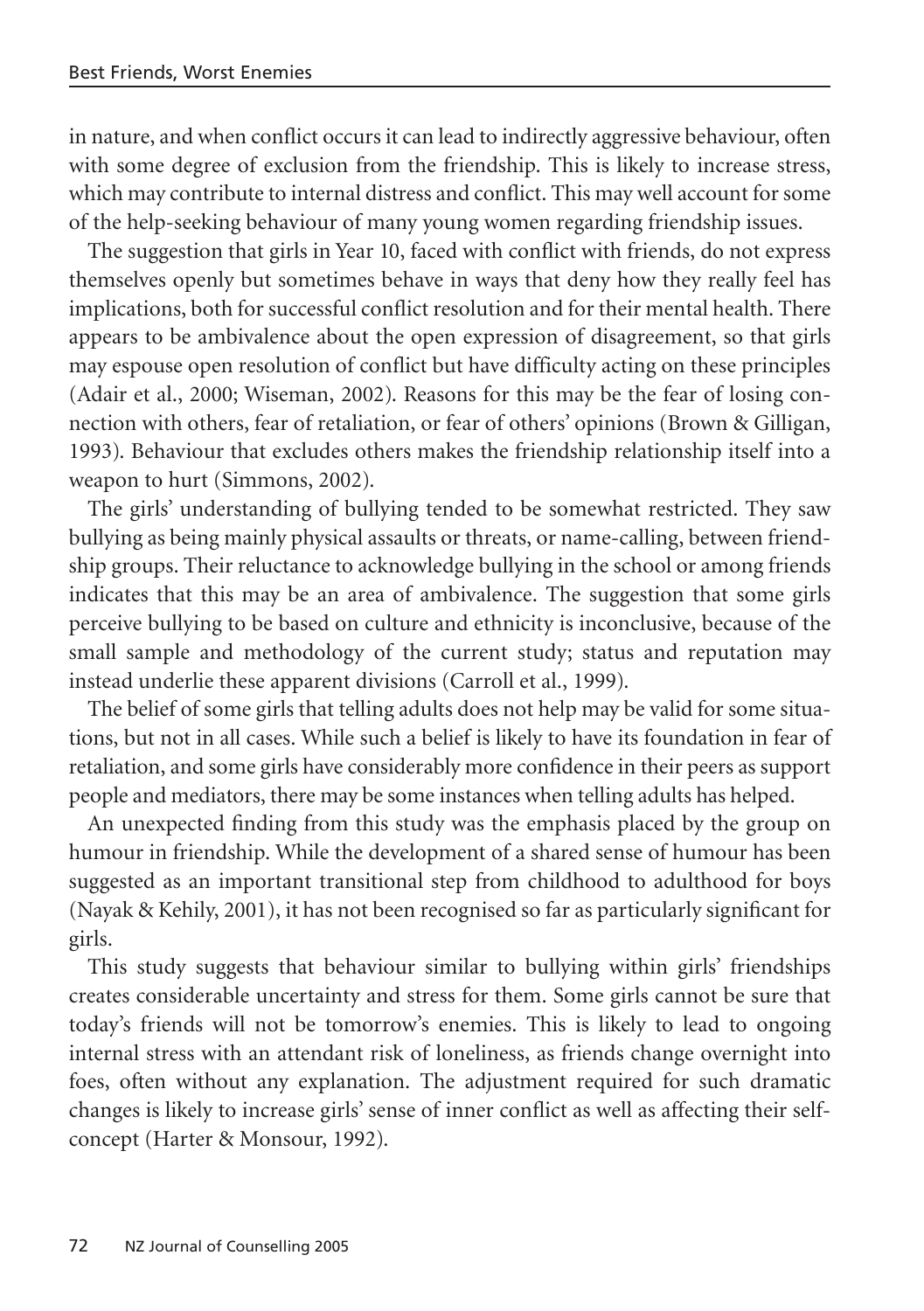in nature, and when conflict occurs it can lead to indirectly aggressive behaviour, often with some degree of exclusion from the friendship. This is likely to increase stress, which may contribute to internal distress and conflict. This may well account for some of the help-seeking behaviour of many young women regarding friendship issues.

The suggestion that girls in Year 10, faced with conflict with friends, do not express themselves openly but sometimes behave in ways that deny how they really feel has implications, both for successful conflict resolution and for their mental health. There appears to be ambivalence about the open expression of disagreement, so that girls may espouse open resolution of conflict but have difficulty acting on these principles (Adair et al., 2000; Wiseman, 2002). Reasons for this may be the fear of losing connection with others, fear of retaliation, or fear of others' opinions (Brown & Gilligan, 1993). Behaviour that excludes others makes the friendship relationship itself into a weapon to hurt (Simmons, 2002).

The girls' understanding of bullying tended to be somewhat restricted. They saw bullying as being mainly physical assaults or threats, or name-calling, between friendship groups. Their reluctance to acknowledge bullying in the school or among friends indicates that this may be an area of ambivalence. The suggestion that some girls perceive bullying to be based on culture and ethnicity is inconclusive, because of the small sample and methodology of the current study; status and reputation may instead underlie these apparent divisions (Carroll et al., 1999).

The belief of some girls that telling adults does not help may be valid for some situations, but not in all cases. While such a belief is likely to have its foundation in fear of retaliation, and some girls have considerably more confidence in their peers as support people and mediators, there may be some instances when telling adults has helped.

An unexpected finding from this study was the emphasis placed by the group on humour in friendship. While the development of a shared sense of humour has been suggested as an important transitional step from childhood to adulthood for boys (Nayak & Kehily, 2001), it has not been recognised so far as particularly significant for girls.

This study suggests that behaviour similar to bullying within girls' friendships creates considerable uncertainty and stress for them. Some girls cannot be sure that today's friends will not be tomorrow's enemies. This is likely to lead to ongoing internal stress with an attendant risk of loneliness, as friends change overnight into foes, often without any explanation. The adjustment required for such dramatic changes is likely to increase girls' sense of inner conflict as well as affecting their self-concept (Harter & Monsour, 1992).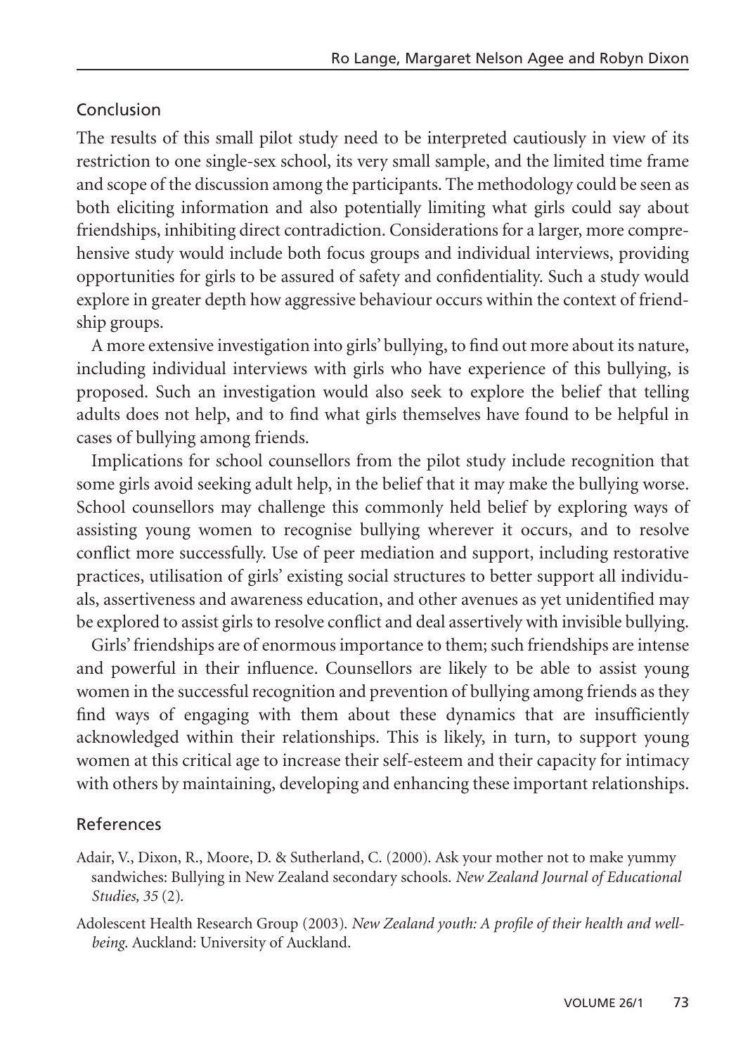## Conclusion

The results of this small pilot study need to be interpreted cautiously in view of its restriction to one single-sex school, its very small sample, and the limited time frame and scope of the discussion among the participants. The methodology could be seen as both eliciting information and also potentially limiting what girls could say about friendships, inhibiting direct contradiction. Considerations for a larger, more comprehensive study would include both focus groups and individual interviews, providing opportunities for girls to be assured of safety and confidentiality. Such a study would explore in greater depth how aggressive behaviour occurs within the context of friendship groups.

A more extensive investigation into girls' bullying, to find out more about its nature, including individual interviews with girls who have experience of this bullying, is proposed. Such an investigation would also seek to explore the belief that telling adults does not help, and to find what girls themselves have found to be helpful in cases of bullying among friends.

Implications for school counsellors from the pilot study include recognition that some girls avoid seeking adult help, in the belief that it may make the bullying worse. School counsellors may challenge this commonly held belief by exploring ways of assisting young women to recognise bullying wherever it occurs, and to resolve conflict more successfully. Use of peer mediation and support, including restorative practices, utilisation of girls' existing social structures to better support all individuals, assertiveness and awareness education, and other avenues as yet unidentified may be explored to assist girls to resolve conflict and deal assertively with invisible bullying.

Girls' friendships are of enormous importance to them; such friendships are intense and powerful in their influence. Counsellors are likely to be able to assist young women in the successful recognition and prevention of bullying among friends as they find ways of engaging with them about these dynamics that are insufficiently acknowledged within their relationships. This is likely, in turn, to support young women at this critical age to increase their self-esteem and their capacity for intimacy with others by maintaining, developing and enhancing these important relationships.

## References

Adair, V., Dixon, R., Moore, D. & Sutherland, C. (2000). Ask your mother not to make yummy sandwiches: Bullying in New Zealand secondary schools. *New Zealand Journal of Educational Studies, 35* (2).

Adolescent Health Research Group (2003). *New Zealand youth: A profile of their health and wellbeing*. Auckland: University of Auckland.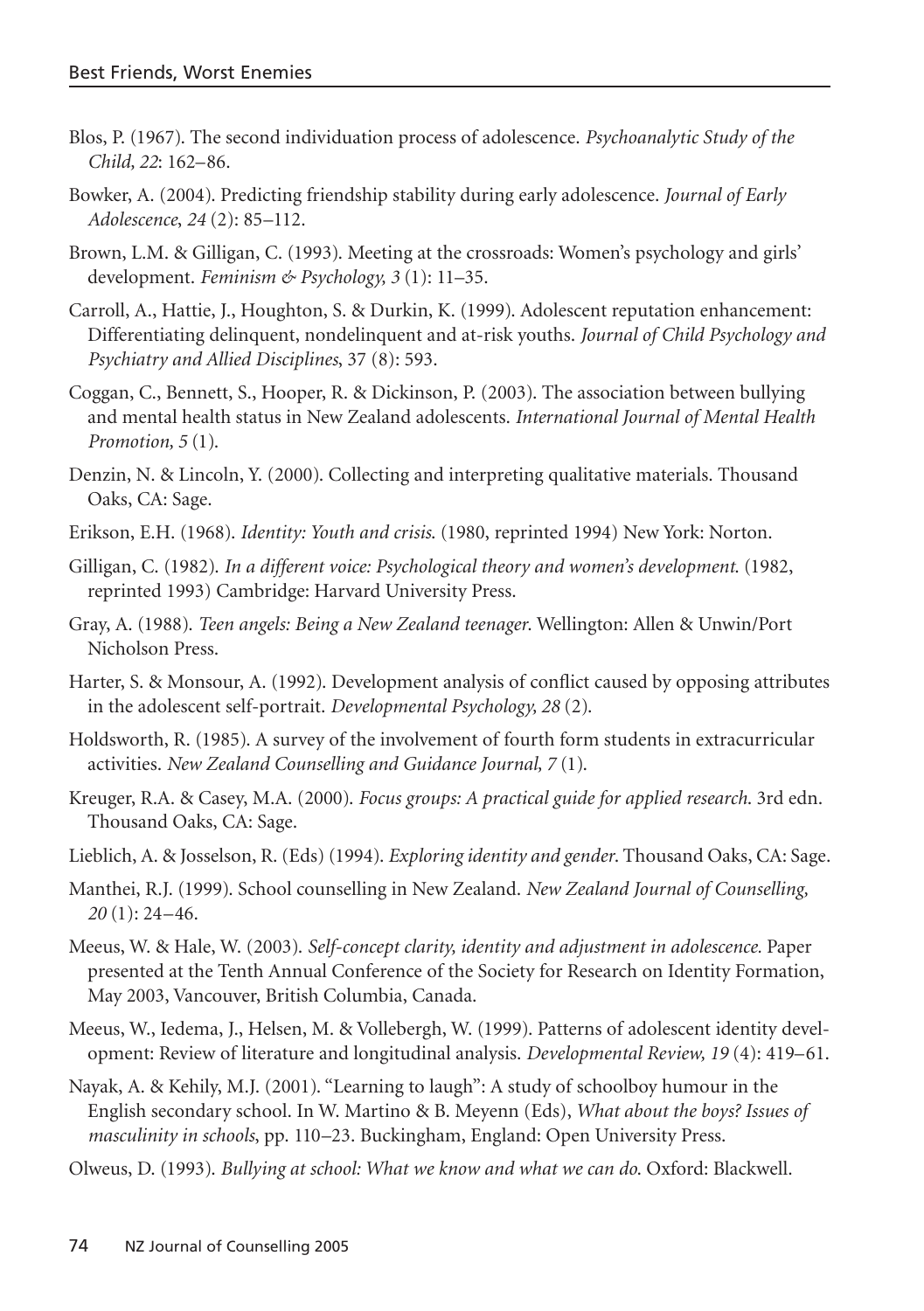Blos, P. (1967). The second individuation process of adolescence. *Psychoanalytic Study of the Child, 22*: 162–86.

Bowker, A. (2004). Predicting friendship stability during early adolescence. *Journal of Early Adolescence, 24* (2): 85–112.

Brown, L.M. & Gilligan, C. (1993). Meeting at the crossroads: Women's psychology and girls' development. *Feminism & Psychology, 3* (1): 11–35.

Carroll, A., Hattie, J., Houghton, S. & Durkin, K. (1999). Adolescent reputation enhancement: Differentiating delinquent, nondelinquent and at-risk youths. *Journal of Child Psychology and Psychiatry and Allied Disciplines*, 37 (8): 593.

Coggan, C., Bennett, S., Hooper, R. & Dickinson, P. (2003). The association between bullying and mental health status in New Zealand adolescents. *International Journal of Mental Health Promotion, 5* (1).

Denzin, N. & Lincoln, Y. (2000). Collecting and interpreting qualitative materials. Thousand Oaks, CA: Sage.

Erikson, E.H. (1968). *Identity: Youth and crisis.* (1980, reprinted 1994) New York: Norton.

Gilligan, C. (1982). *In a different voice: Psychological theory and women's development.* (1982, reprinted 1993) Cambridge: Harvard University Press.

Gray, A. (1988). *Teen angels: Being a New Zealand teenager*. Wellington: Allen & Unwin/Port Nicholson Press.

Harter, S. & Monsour, A. (1992). Development analysis of conflict caused by opposing attributes in the adolescent self-portrait. *Developmental Psychology, 28* (2).

Holdsworth, R. (1985). A survey of the involvement of fourth form students in extracurricular activities. *New Zealand Counselling and Guidance Journal, 7* (1).

Kreuger, R.A. & Casey, M.A. (2000). *Focus groups: A practical guide for applied research.* 3rd edn. Thousand Oaks, CA: Sage.

Lieblich, A. & Josselson, R. (Eds) (1994). *Exploring identity and gender*. Thousand Oaks, CA: Sage.

Manthei, R.J. (1999). School counselling in New Zealand. *New Zealand Journal of Counselling, 20* (1): 24–46.

Meeus, W. & Hale, W. (2003). *Self-concept clarity, identity and adjustment in adolescence.* Paper presented at the Tenth Annual Conference of the Society for Research on Identity Formation, May 2003, Vancouver, British Columbia, Canada.

Meeus, W., Iedema, J., Helsen, M. & Vollebergh, W. (1999). Patterns of adolescent identity development: Review of literature and longitudinal analysis. *Developmental Review, 19* (4): 419–61.

Nayak, A. & Kehily, M.J. (2001). "Learning to laugh": A study of schoolboy humour in the English secondary school. In W. Martino & B. Meyenn (Eds), *What about the boys? Issues of masculinity in schools*, pp. 110–23. Buckingham, England: Open University Press.

Olweus, D. (1993). *Bullying at school: What we know and what we can do.* Oxford: Blackwell.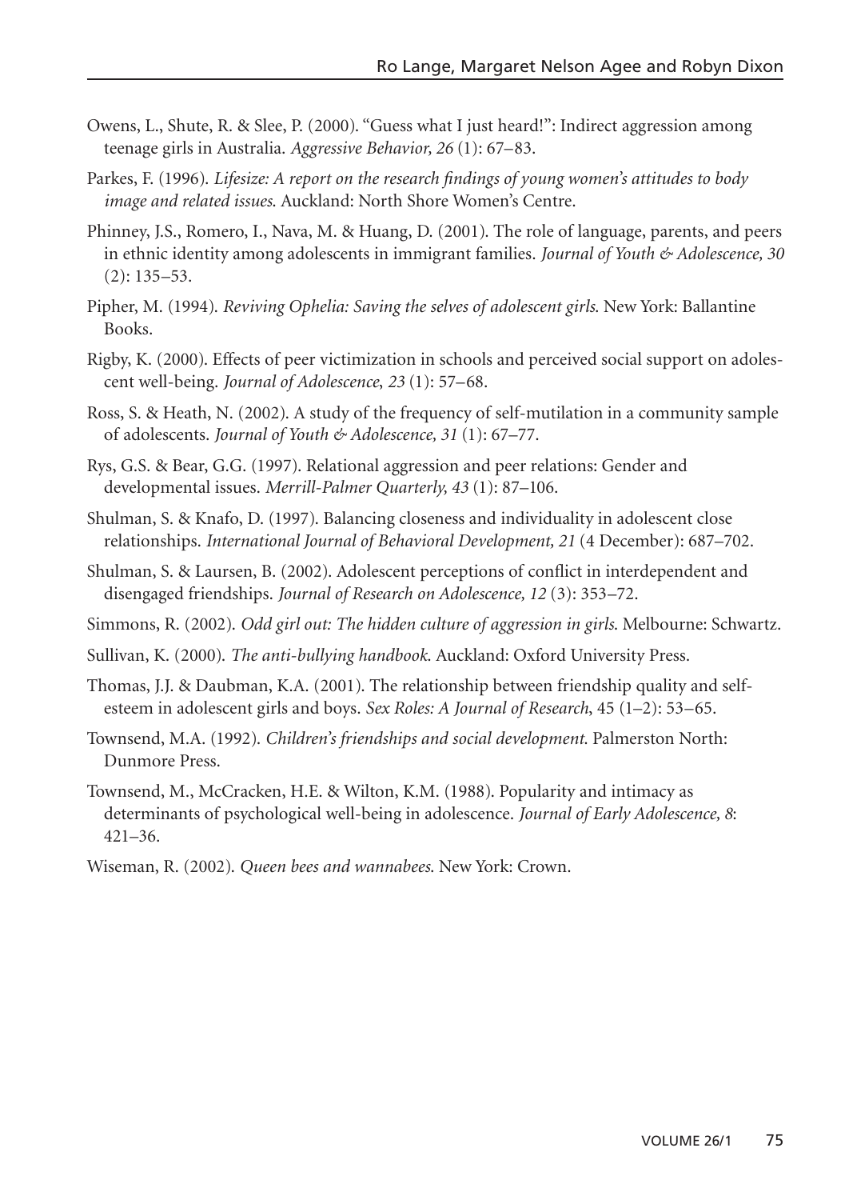Owens, L., Shute, R. & Slee, P. (2000). "Guess what I just heard!": Indirect aggression among teenage girls in Australia. *Aggressive Behavior, 26* (1): 67–83.

Parkes, F. (1996). *Lifesize: A report on the research findings of young women's attitudes to body image and related issues.* Auckland: North Shore Women's Centre.

Phinney, J.S., Romero, I., Nava, M. & Huang, D. (2001). The role of language, parents, and peers in ethnic identity among adolescents in immigrant families. *Journal of Youth & Adolescence, 30* (2): 135–53.

Pipher, M. (1994). *Reviving Ophelia: Saving the selves of adolescent girls.* New York: Ballantine Books.

Rigby, K. (2000). Effects of peer victimization in schools and perceived social support on adolescent well-being. *Journal of Adolescence, 23* (1): 57–68.

Ross, S. & Heath, N. (2002). A study of the frequency of self-mutilation in a community sample of adolescents. *Journal of Youth & Adolescence, 31* (1): 67–77.

Rys, G.S. & Bear, G.G. (1997). Relational aggression and peer relations: Gender and developmental issues. *Merrill-Palmer Quarterly, 43* (1): 87–106.

Shulman, S. & Knafo, D. (1997). Balancing closeness and individuality in adolescent close relationships. *International Journal of Behavioral Development, 21* (4 December): 687–702.

Shulman, S. & Laursen, B. (2002). Adolescent perceptions of conflict in interdependent and disengaged friendships. *Journal of Research on Adolescence, 12* (3): 353–72.

Simmons, R. (2002). *Odd girl out: The hidden culture of aggression in girls.* Melbourne: Schwartz.

Sullivan, K. (2000). *The anti-bullying handbook.* Auckland: Oxford University Press.

Thomas, J.J. & Daubman, K.A. (2001). The relationship between friendship quality and self-esteem in adolescent girls and boys. *Sex Roles: A Journal of Research*, 45 (1–2): 53–65.

Townsend, M.A. (1992). *Children's friendships and social development.* Palmerston North: Dunmore Press.

Townsend, M., McCracken, H.E. & Wilton, K.M. (1988). Popularity and intimacy as determinants of psychological well-being in adolescence. *Journal of Early Adolescence, 8*: 421–36.

Wiseman, R. (2002). *Queen bees and wannabees.* New York: Crown.